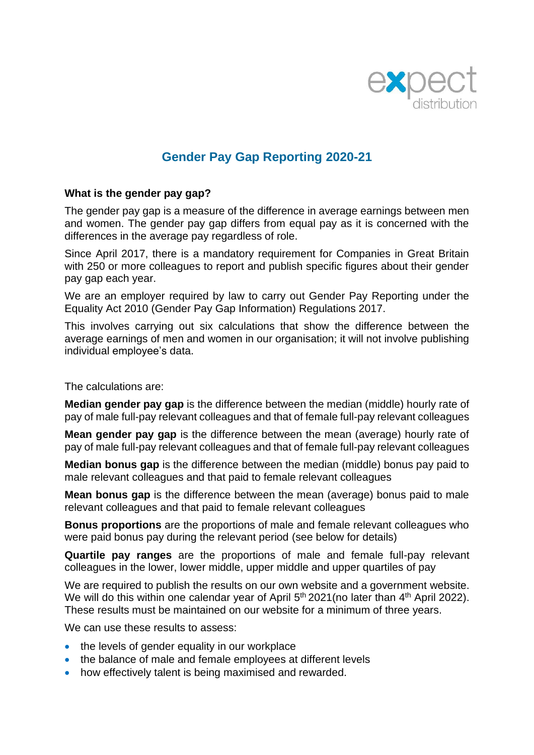# Gender Pay Gap Reporting 2020-21

**What is the gender pay gap?**

The gender pay gap is a measure of the difference in average earnings between men and women. The gender pay gap differs from equal pay as it is concerned with the differences in the average pay regardless of role.

Since April 2017, there is a mandatory requirement for Companies in Great Britain with 250 or more colleagues to report and publish specific figures about their gender pay gap each year.

We are an employer required by law to carry out Gender Pay Reporting under the Equality Act 2010 (Gender Pay Gap Information) Regulations 2017.

This involves carrying out six calculations that show the difference between the average earnings of men and women in our organisation; it will not involve publishing individual employee's data.

The calculations are:

**Median gender pay gap** is the difference between the median (middle) hourly rate of pay of male full-pay relevant colleagues and that of female full-pay relevant colleagues

**Mean gender pay gap** is the difference between the mean (average) hourly rate of pay of male full-pay relevant colleagues and that of female full-pay relevant colleagues

**Median bonus gap** is the difference between the median (middle) bonus pay paid to male relevant colleagues and that paid to female relevant colleagues

**Mean bonus gap** is the difference between the mean (average) bonus paid to male relevant colleagues and that paid to female relevant colleagues

**Bonus proportions** are the proportions of male and female relevant colleagues who were paid bonus pay during the relevant period (see below for details)

**Quartile pay ranges** are the proportions of male and female full-pay relevant colleagues in the lower, lower middle, upper middle and upper quartiles of pay

We are required to publish the results on our own website and a government website. We will do this within one calendar year of April 5th 2021(no later than 4th April 2022). These results must be maintained on our website for a minimum of three years.

We can use these results to assess:

- the levels of gender equality in our workplace
- the balance of male and female employees at different levels
- how effectively talent is being maximised and rewarded.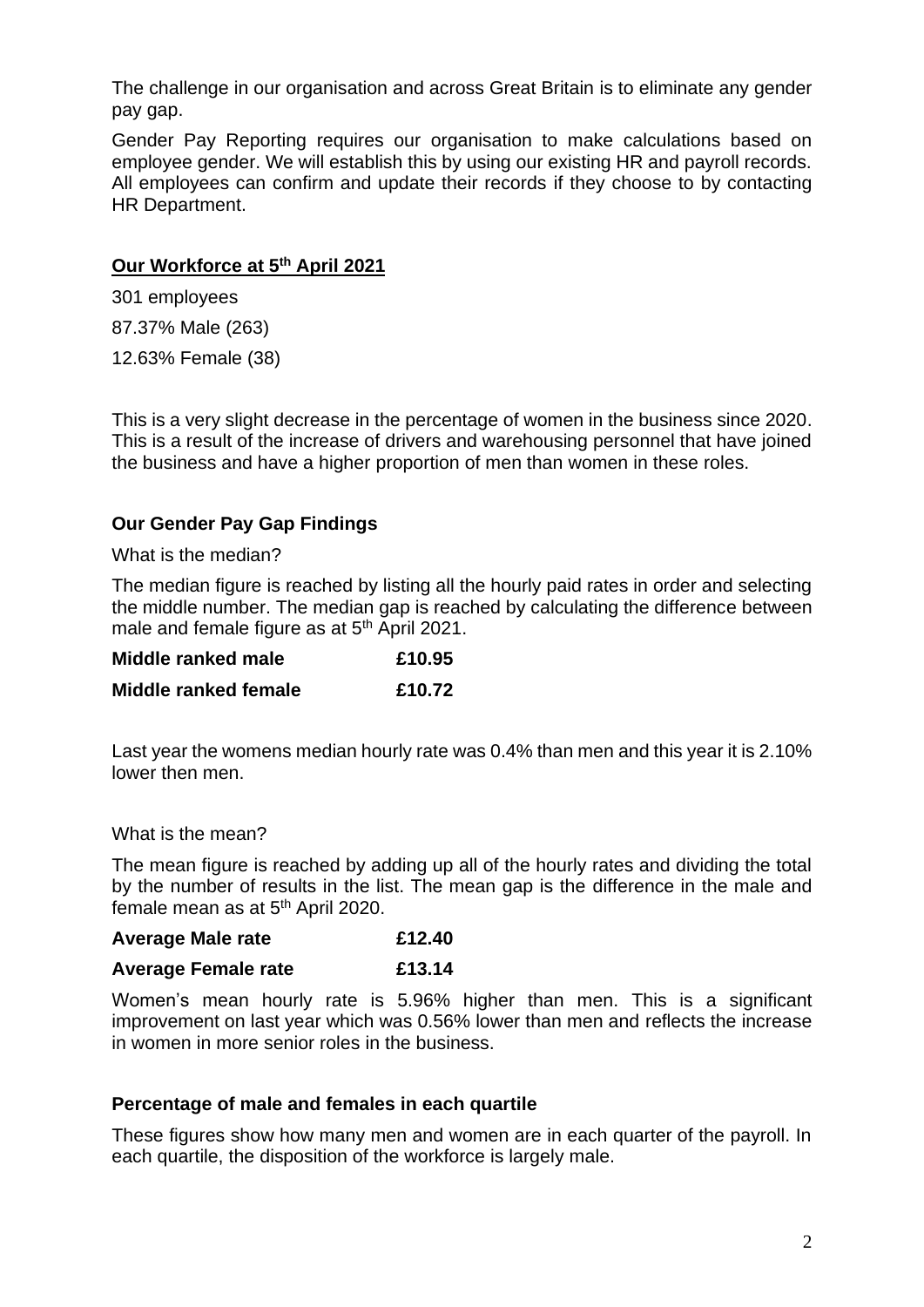The challenge in our organisation and across Great Britain is to eliminate any gender pay gap.

Gender Pay Reporting requires our organisation to make calculations based on employee gender. We will establish this by using our existing HR and payroll records. All employees can confirm and update their records if they choose to by contacting HR Department.

## Our Workforce at 5th April 2021

301 employees

87.37% Male (263)

12.63% Female (38)

This is a very slight decrease in the percentage of women in the business since 2020. This is a result of the increase of drivers and warehousing personnel that have joined the business and have a higher proportion of men than women in these roles.

## Our Gender Pay Gap Findings

What is the median?

The median figure is reached by listing all the hourly paid rates in order and selecting the middle number. The median gap is reached by calculating the difference between male and female figure as at 5th April 2021.

| **Middle ranked male** | **£10.95** |
|---|---|
| **Middle ranked female** | **£10.72** |

Last year the womens median hourly rate was 0.4% than men and this year it is 2.10% lower then men.

What is the mean?

The mean figure is reached by adding up all of the hourly rates and dividing the total by the number of results in the list. The mean gap is the difference in the male and female mean as at 5th April 2020.

| **Average Male rate** | **£12.40** |
|---|---|
| **Average Female rate** | **£13.14** |

Women's mean hourly rate is 5.96% higher than men. This is a significant improvement on last year which was 0.56% lower than men and reflects the increase in women in more senior roles in the business.

## Percentage of male and females in each quartile

These figures show how many men and women are in each quarter of the payroll. In each quartile, the disposition of the workforce is largely male.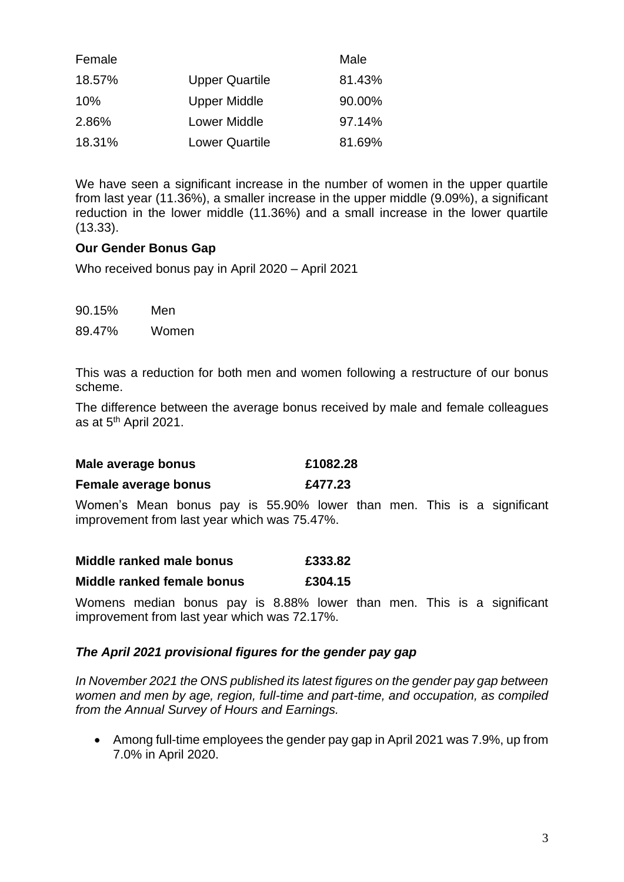| Female | | Male |
|---|---|---|
| 18.57% | Upper Quartile | 81.43% |
| 10% | Upper Middle | 90.00% |
| 2.86% | Lower Middle | 97.14% |
| 18.31% | Lower Quartile | 81.69% |

We have seen a significant increase in the number of women in the upper quartile from last year (11.36%), a smaller increase in the upper middle (9.09%), a significant reduction in the lower middle (11.36%) and a small increase in the lower quartile (13.33).

**Our Gender Bonus Gap**

Who received bonus pay in April 2020 – April 2021

| | |
|---|---|
| 90.15% | Men |
| 89.47% | Women |

This was a reduction for both men and women following a restructure of our bonus scheme.

The difference between the average bonus received by male and female colleagues as at 5th April 2021.

| | |
|---|---|
| **Male average bonus** | **£1082.28** |
| **Female average bonus** | **£477.23** |

Women's Mean bonus pay is 55.90% lower than men. This is a significant improvement from last year which was 75.47%.

| | |
|---|---|
| **Middle ranked male bonus** | **£333.82** |
| **Middle ranked female bonus** | **£304.15** |

Womens median bonus pay is 8.88% lower than men. This is a significant improvement from last year which was 72.17%.

***The April 2021 provisional figures for the gender pay gap***

*In November 2021 the ONS published its latest figures on the gender pay gap between women and men by age, region, full-time and part-time, and occupation, as compiled from the Annual Survey of Hours and Earnings.*

- Among full-time employees the gender pay gap in April 2021 was 7.9%, up from 7.0% in April 2020.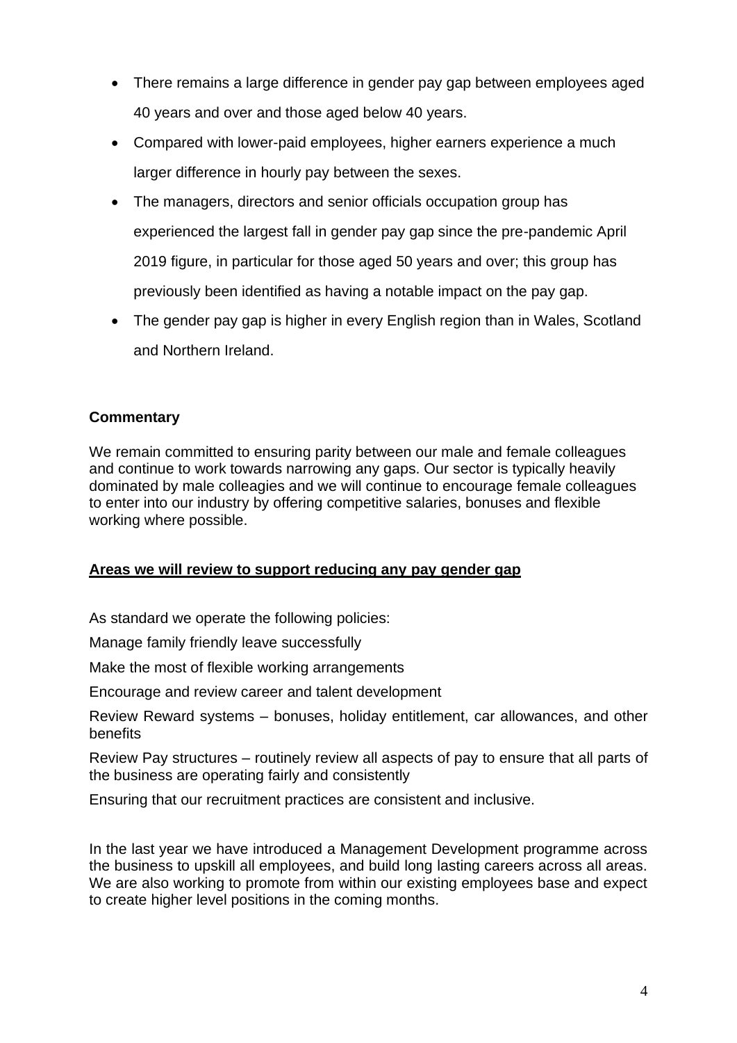- There remains a large difference in gender pay gap between employees aged 40 years and over and those aged below 40 years.
- Compared with lower-paid employees, higher earners experience a much larger difference in hourly pay between the sexes.
- The managers, directors and senior officials occupation group has experienced the largest fall in gender pay gap since the pre-pandemic April 2019 figure, in particular for those aged 50 years and over; this group has previously been identified as having a notable impact on the pay gap.
- The gender pay gap is higher in every English region than in Wales, Scotland and Northern Ireland.

**Commentary**

We remain committed to ensuring parity between our male and female colleagues and continue to work towards narrowing any gaps. Our sector is typically heavily dominated by male colleagies and we will continue to encourage female colleagues to enter into our industry by offering competitive salaries, bonuses and flexible working where possible.

**Areas we will review to support reducing any pay gender gap**

As standard we operate the following policies:

Manage family friendly leave successfully

Make the most of flexible working arrangements

Encourage and review career and talent development

Review Reward systems – bonuses, holiday entitlement, car allowances, and other benefits

Review Pay structures – routinely review all aspects of pay to ensure that all parts of the business are operating fairly and consistently

Ensuring that our recruitment practices are consistent and inclusive.

In the last year we have introduced a Management Development programme across the business to upskill all employees, and build long lasting careers across all areas. We are also working to promote from within our existing employees base and expect to create higher level positions in the coming months.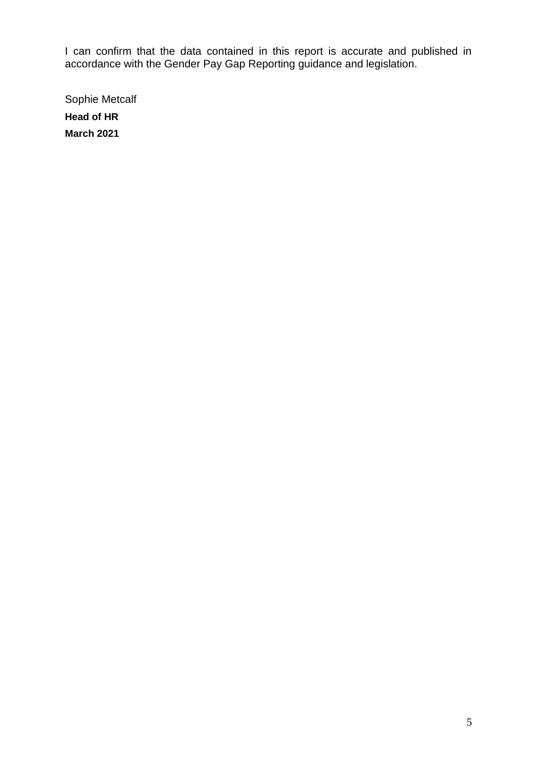I can confirm that the data contained in this report is accurate and published in accordance with the Gender Pay Gap Reporting guidance and legislation.

Sophie Metcalf

**Head of HR**

**March 2021**